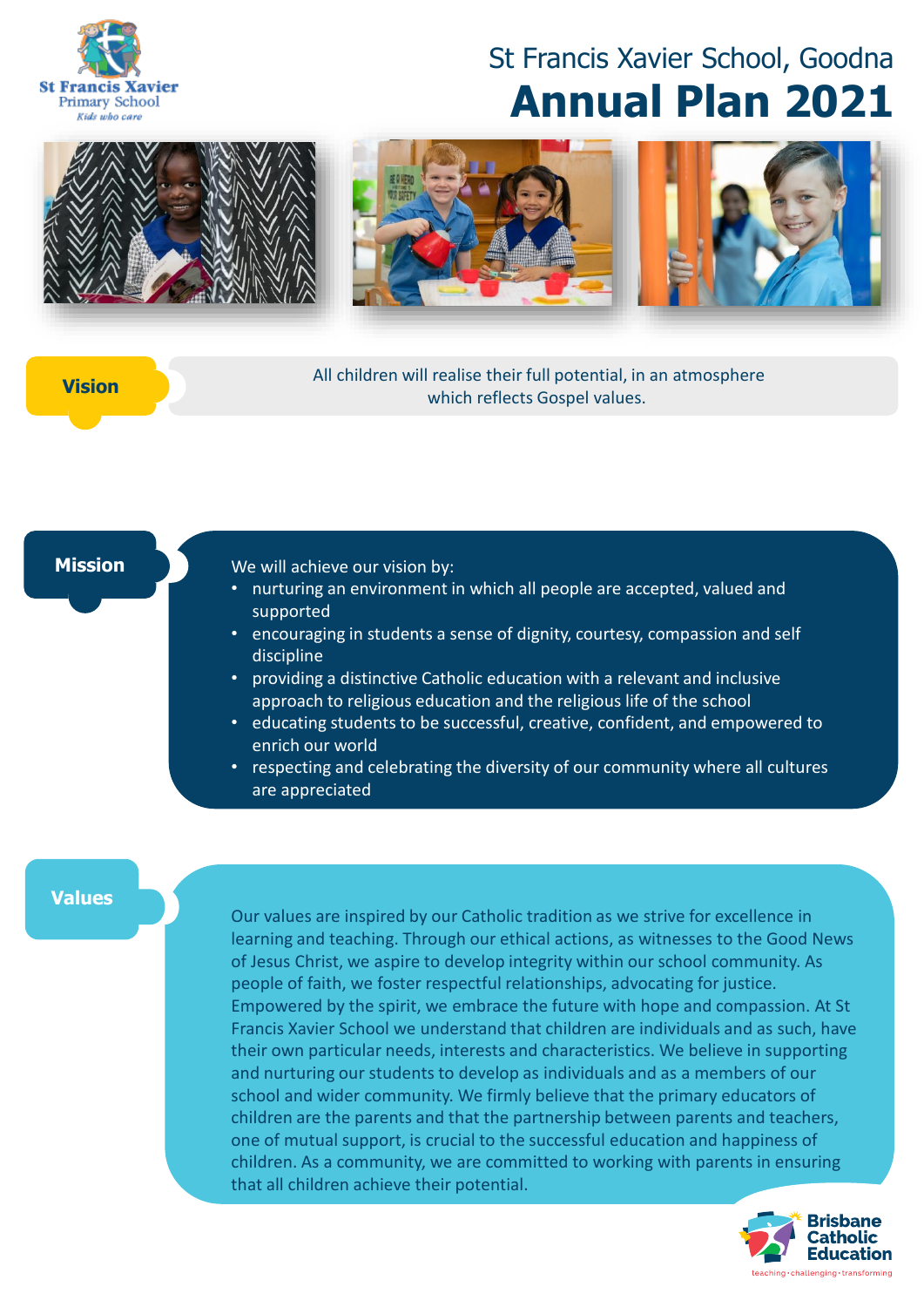St Francis Xavier Primary School

*Kids who care*

# St Francis Xavier School, Goodna
# Annual Plan 2021

## Vision

All children will realise their full potential, in an atmosphere which reflects Gospel values.

## Mission

We will achieve our vision by:

- nurturing an environment in which all people are accepted, valued and supported
- encouraging in students a sense of dignity, courtesy, compassion and self discipline
- providing a distinctive Catholic education with a relevant and inclusive approach to religious education and the religious life of the school
- educating students to be successful, creative, confident, and empowered to enrich our world
- respecting and celebrating the diversity of our community where all cultures are appreciated

## Values

Our values are inspired by our Catholic tradition as we strive for excellence in learning and teaching. Through our ethical actions, as witnesses to the Good News of Jesus Christ, we aspire to develop integrity within our school community. As people of faith, we foster respectful relationships, advocating for justice. Empowered by the spirit, we embrace the future with hope and compassion. At St Francis Xavier School we understand that children are individuals and as such, have their own particular needs, interests and characteristics. We believe in supporting and nurturing our students to develop as individuals and as a members of our school and wider community. We firmly believe that the primary educators of children are the parents and that the partnership between parents and teachers, one of mutual support, is crucial to the successful education and happiness of children. As a community, we are committed to working with parents in ensuring that all children achieve their potential.

Brisbane Catholic Education

teaching · challenging · transforming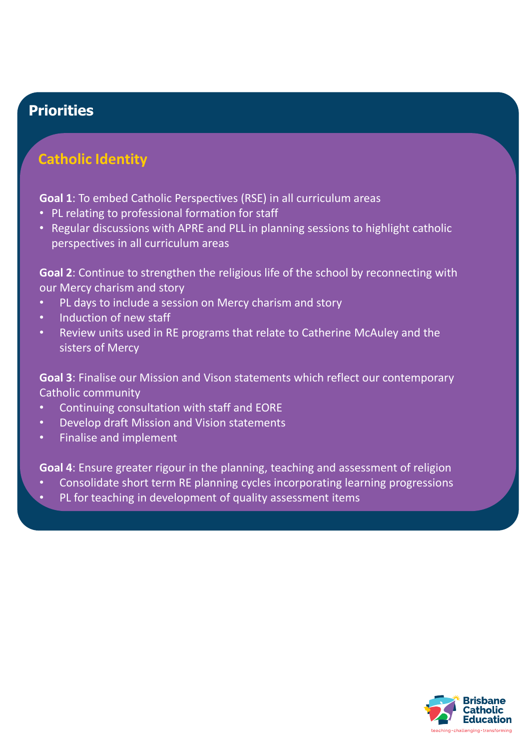## Priorities

### Catholic Identity

**Goal 1**: To embed Catholic Perspectives (RSE) in all curriculum areas

- PL relating to professional formation for staff
- Regular discussions with APRE and PLL in planning sessions to highlight catholic perspectives in all curriculum areas

**Goal 2**: Continue to strengthen the religious life of the school by reconnecting with our Mercy charism and story

- PL days to include a session on Mercy charism and story
- Induction of new staff
- Review units used in RE programs that relate to Catherine McAuley and the sisters of Mercy

**Goal 3**: Finalise our Mission and Vison statements which reflect our contemporary Catholic community

- Continuing consultation with staff and EORE
- Develop draft Mission and Vision statements
- Finalise and implement

**Goal 4**: Ensure greater rigour in the planning, teaching and assessment of religion

- Consolidate short term RE planning cycles incorporating learning progressions
- PL for teaching in development of quality assessment items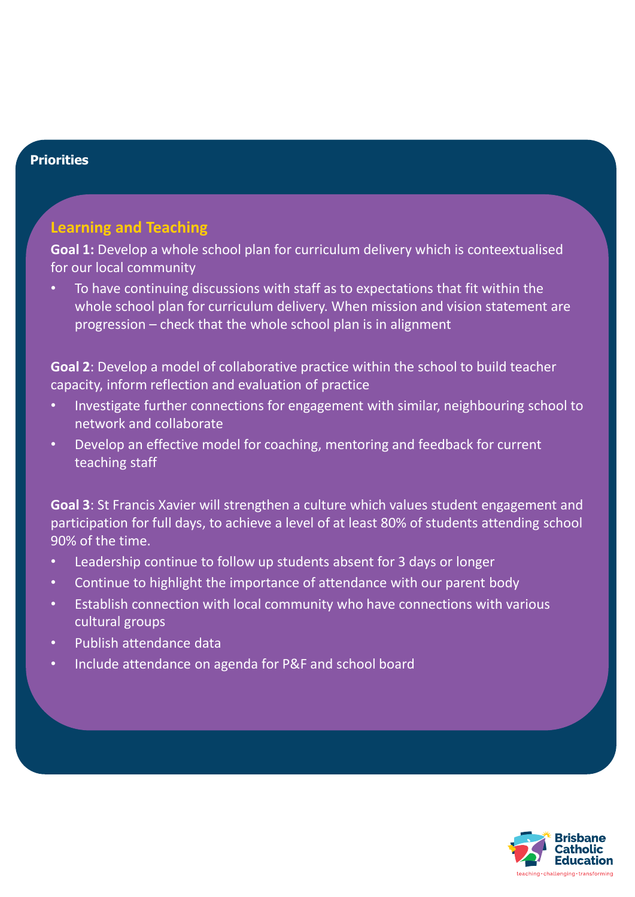## Priorities

### Learning and Teaching

**Goal 1:** Develop a whole school plan for curriculum delivery which is conteextualised for our local community

- To have continuing discussions with staff as to expectations that fit within the whole school plan for curriculum delivery. When mission and vision statement are progression – check that the whole school plan is in alignment

**Goal 2**: Develop a model of collaborative practice within the school to build teacher capacity, inform reflection and evaluation of practice

- Investigate further connections for engagement with similar, neighbouring school to network and collaborate
- Develop an effective model for coaching, mentoring and feedback for current teaching staff

**Goal 3**: St Francis Xavier will strengthen a culture which values student engagement and participation for full days, to achieve a level of at least 80% of students attending school 90% of the time.

- Leadership continue to follow up students absent for 3 days or longer
- Continue to highlight the importance of attendance with our parent body
- Establish connection with local community who have connections with various cultural groups
- Publish attendance data
- Include attendance on agenda for P&F and school board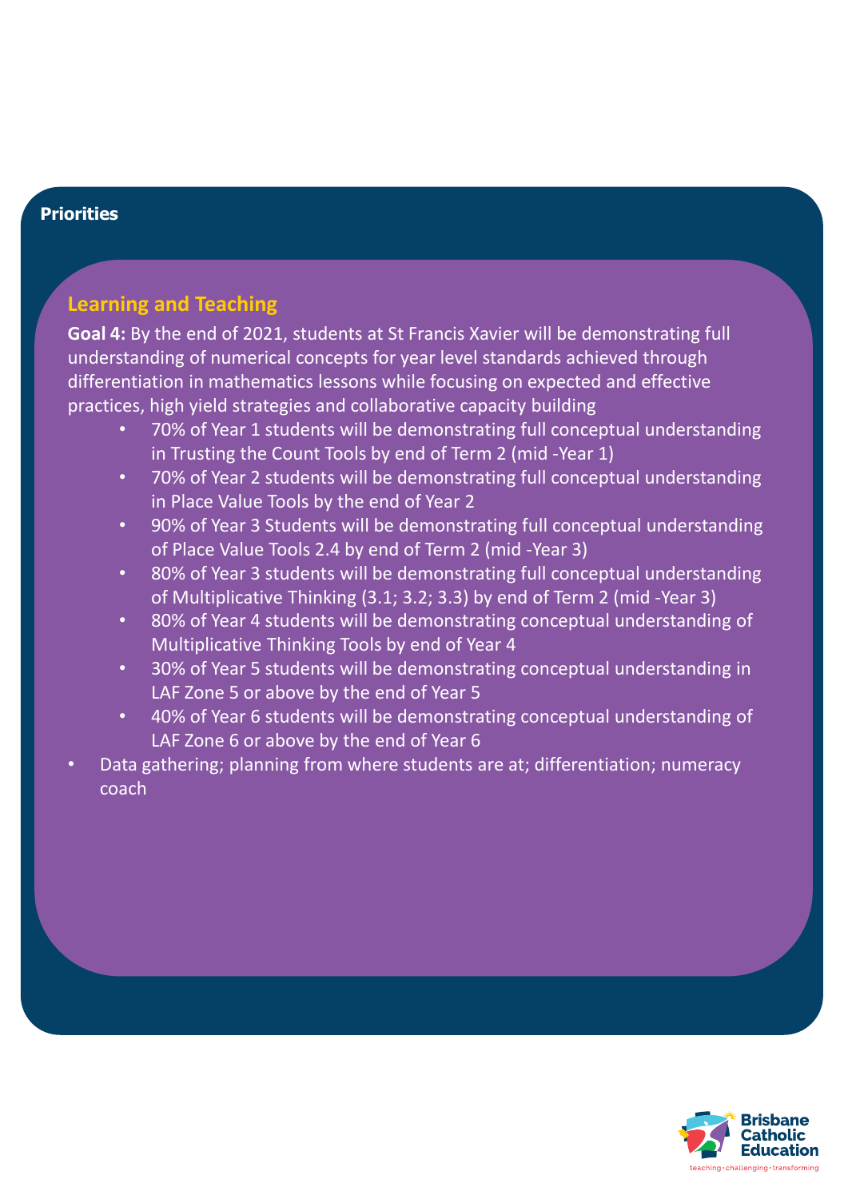## Priorities

### Learning and Teaching

**Goal 4:** By the end of 2021, students at St Francis Xavier will be demonstrating full understanding of numerical concepts for year level standards achieved through differentiation in mathematics lessons while focusing on expected and effective practices, high yield strategies and collaborative capacity building

- 70% of Year 1 students will be demonstrating full conceptual understanding in Trusting the Count Tools by end of Term 2 (mid -Year 1)
- 70% of Year 2 students will be demonstrating full conceptual understanding in Place Value Tools by the end of Year 2
- 90% of Year 3 Students will be demonstrating full conceptual understanding of Place Value Tools 2.4 by end of Term 2 (mid -Year 3)
- 80% of Year 3 students will be demonstrating full conceptual understanding of Multiplicative Thinking (3.1; 3.2; 3.3) by end of Term 2 (mid -Year 3)
- 80% of Year 4 students will be demonstrating conceptual understanding of Multiplicative Thinking Tools by end of Year 4
- 30% of Year 5 students will be demonstrating conceptual understanding in LAF Zone 5 or above by the end of Year 5
- 40% of Year 6 students will be demonstrating conceptual understanding of LAF Zone 6 or above by the end of Year 6

- Data gathering; planning from where students are at; differentiation; numeracy coach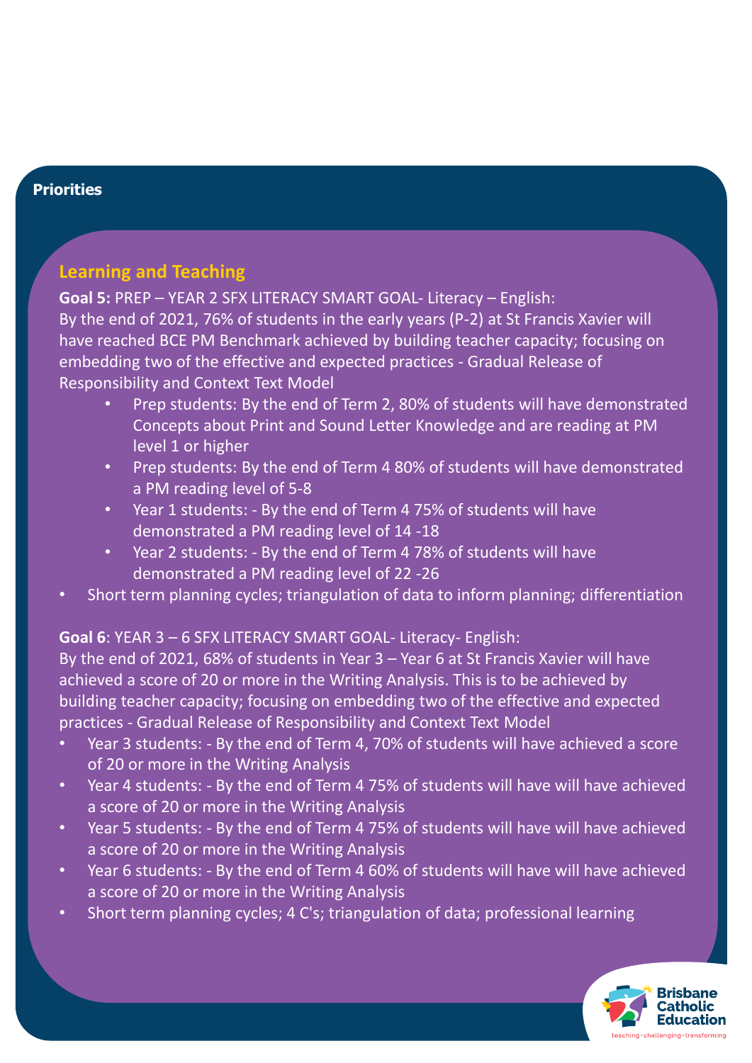## Priorities

### Learning and Teaching

**Goal 5:** PREP – YEAR 2 SFX LITERACY SMART GOAL- Literacy – English:
By the end of 2021, 76% of students in the early years (P-2) at St Francis Xavier will have reached BCE PM Benchmark achieved by building teacher capacity; focusing on embedding two of the effective and expected practices - Gradual Release of Responsibility and Context Text Model

- Prep students: By the end of Term 2, 80% of students will have demonstrated Concepts about Print and Sound Letter Knowledge and are reading at PM level 1 or higher
- Prep students: By the end of Term 4 80% of students will have demonstrated a PM reading level of 5-8
- Year 1 students: - By the end of Term 4 75% of students will have demonstrated a PM reading level of 14 -18
- Year 2 students: - By the end of Term 4 78% of students will have demonstrated a PM reading level of 22 -26

- Short term planning cycles; triangulation of data to inform planning; differentiation

**Goal 6**: YEAR 3 – 6 SFX LITERACY SMART GOAL- Literacy- English:
By the end of 2021, 68% of students in Year 3 – Year 6 at St Francis Xavier will have achieved a score of 20 or more in the Writing Analysis. This is to be achieved by building teacher capacity; focusing on embedding two of the effective and expected practices - Gradual Release of Responsibility and Context Text Model

- Year 3 students: - By the end of Term 4, 70% of students will have achieved a score of 20 or more in the Writing Analysis
- Year 4 students: - By the end of Term 4 75% of students will have will have achieved a score of 20 or more in the Writing Analysis
- Year 5 students: - By the end of Term 4 75% of students will have will have achieved a score of 20 or more in the Writing Analysis
- Year 6 students: - By the end of Term 4 60% of students will have will have achieved a score of 20 or more in the Writing Analysis
- Short term planning cycles; 4 C's; triangulation of data; professional learning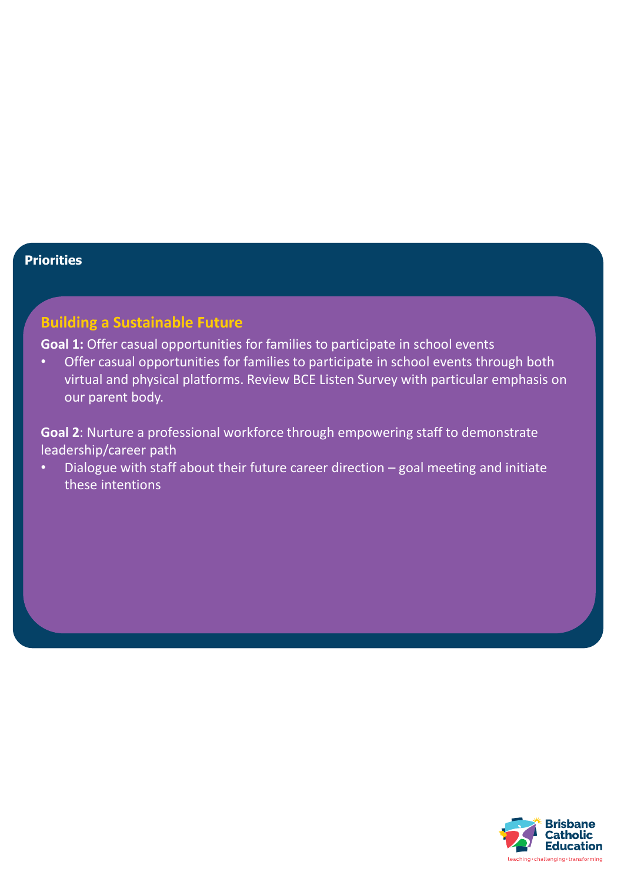## Priorities

### Building a Sustainable Future

**Goal 1:** Offer casual opportunities for families to participate in school events

- Offer casual opportunities for families to participate in school events through both virtual and physical platforms. Review BCE Listen Survey with particular emphasis on our parent body.

**Goal 2**: Nurture a professional workforce through empowering staff to demonstrate leadership/career path

- Dialogue with staff about their future career direction – goal meeting and initiate these intentions